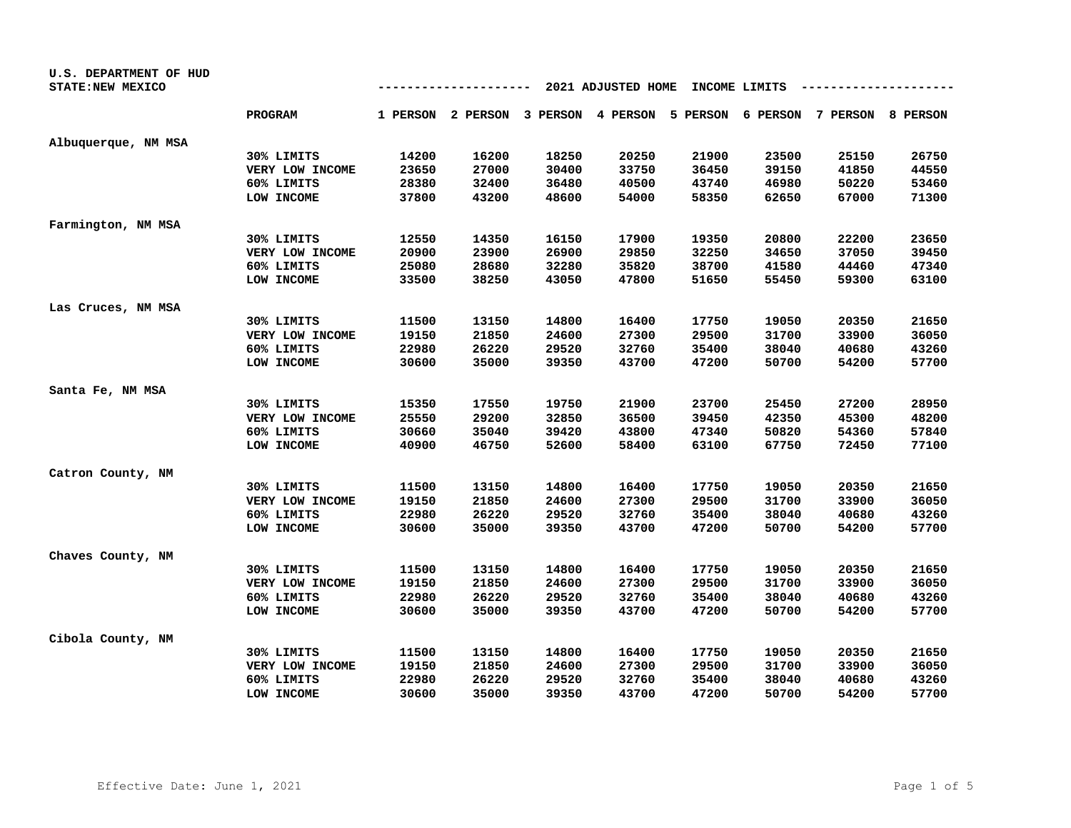U.S. DEPARTMENT OF HUD
STATE:NEW MEXICO

## 2021 ADJUSTED HOME INCOME LIMITS

| | PROGRAM | 1 PERSON | 2 PERSON | 3 PERSON | 4 PERSON | 5 PERSON | 6 PERSON | 7 PERSON | 8 PERSON |
|---|---|---|---|---|---|---|---|---|---|
| Albuquerque, NM MSA | | | | | | | | | |
| | 30% LIMITS | 14200 | 16200 | 18250 | 20250 | 21900 | 23500 | 25150 | 26750 |
| | VERY LOW INCOME | 23650 | 27000 | 30400 | 33750 | 36450 | 39150 | 41850 | 44550 |
| | 60% LIMITS | 28380 | 32400 | 36480 | 40500 | 43740 | 46980 | 50220 | 53460 |
| | LOW INCOME | 37800 | 43200 | 48600 | 54000 | 58350 | 62650 | 67000 | 71300 |
| Farmington, NM MSA | | | | | | | | | |
| | 30% LIMITS | 12550 | 14350 | 16150 | 17900 | 19350 | 20800 | 22200 | 23650 |
| | VERY LOW INCOME | 20900 | 23900 | 26900 | 29850 | 32250 | 34650 | 37050 | 39450 |
| | 60% LIMITS | 25080 | 28680 | 32280 | 35820 | 38700 | 41580 | 44460 | 47340 |
| | LOW INCOME | 33500 | 38250 | 43050 | 47800 | 51650 | 55450 | 59300 | 63100 |
| Las Cruces, NM MSA | | | | | | | | | |
| | 30% LIMITS | 11500 | 13150 | 14800 | 16400 | 17750 | 19050 | 20350 | 21650 |
| | VERY LOW INCOME | 19150 | 21850 | 24600 | 27300 | 29500 | 31700 | 33900 | 36050 |
| | 60% LIMITS | 22980 | 26220 | 29520 | 32760 | 35400 | 38040 | 40680 | 43260 |
| | LOW INCOME | 30600 | 35000 | 39350 | 43700 | 47200 | 50700 | 54200 | 57700 |
| Santa Fe, NM MSA | | | | | | | | | |
| | 30% LIMITS | 15350 | 17550 | 19750 | 21900 | 23700 | 25450 | 27200 | 28950 |
| | VERY LOW INCOME | 25550 | 29200 | 32850 | 36500 | 39450 | 42350 | 45300 | 48200 |
| | 60% LIMITS | 30660 | 35040 | 39420 | 43800 | 47340 | 50820 | 54360 | 57840 |
| | LOW INCOME | 40900 | 46750 | 52600 | 58400 | 63100 | 67750 | 72450 | 77100 |
| Catron County, NM | | | | | | | | | |
| | 30% LIMITS | 11500 | 13150 | 14800 | 16400 | 17750 | 19050 | 20350 | 21650 |
| | VERY LOW INCOME | 19150 | 21850 | 24600 | 27300 | 29500 | 31700 | 33900 | 36050 |
| | 60% LIMITS | 22980 | 26220 | 29520 | 32760 | 35400 | 38040 | 40680 | 43260 |
| | LOW INCOME | 30600 | 35000 | 39350 | 43700 | 47200 | 50700 | 54200 | 57700 |
| Chaves County, NM | | | | | | | | | |
| | 30% LIMITS | 11500 | 13150 | 14800 | 16400 | 17750 | 19050 | 20350 | 21650 |
| | VERY LOW INCOME | 19150 | 21850 | 24600 | 27300 | 29500 | 31700 | 33900 | 36050 |
| | 60% LIMITS | 22980 | 26220 | 29520 | 32760 | 35400 | 38040 | 40680 | 43260 |
| | LOW INCOME | 30600 | 35000 | 39350 | 43700 | 47200 | 50700 | 54200 | 57700 |
| Cibola County, NM | | | | | | | | | |
| | 30% LIMITS | 11500 | 13150 | 14800 | 16400 | 17750 | 19050 | 20350 | 21650 |
| | VERY LOW INCOME | 19150 | 21850 | 24600 | 27300 | 29500 | 31700 | 33900 | 36050 |
| | 60% LIMITS | 22980 | 26220 | 29520 | 32760 | 35400 | 38040 | 40680 | 43260 |
| | LOW INCOME | 30600 | 35000 | 39350 | 43700 | 47200 | 50700 | 54200 | 57700 |

Effective Date: June 1, 2021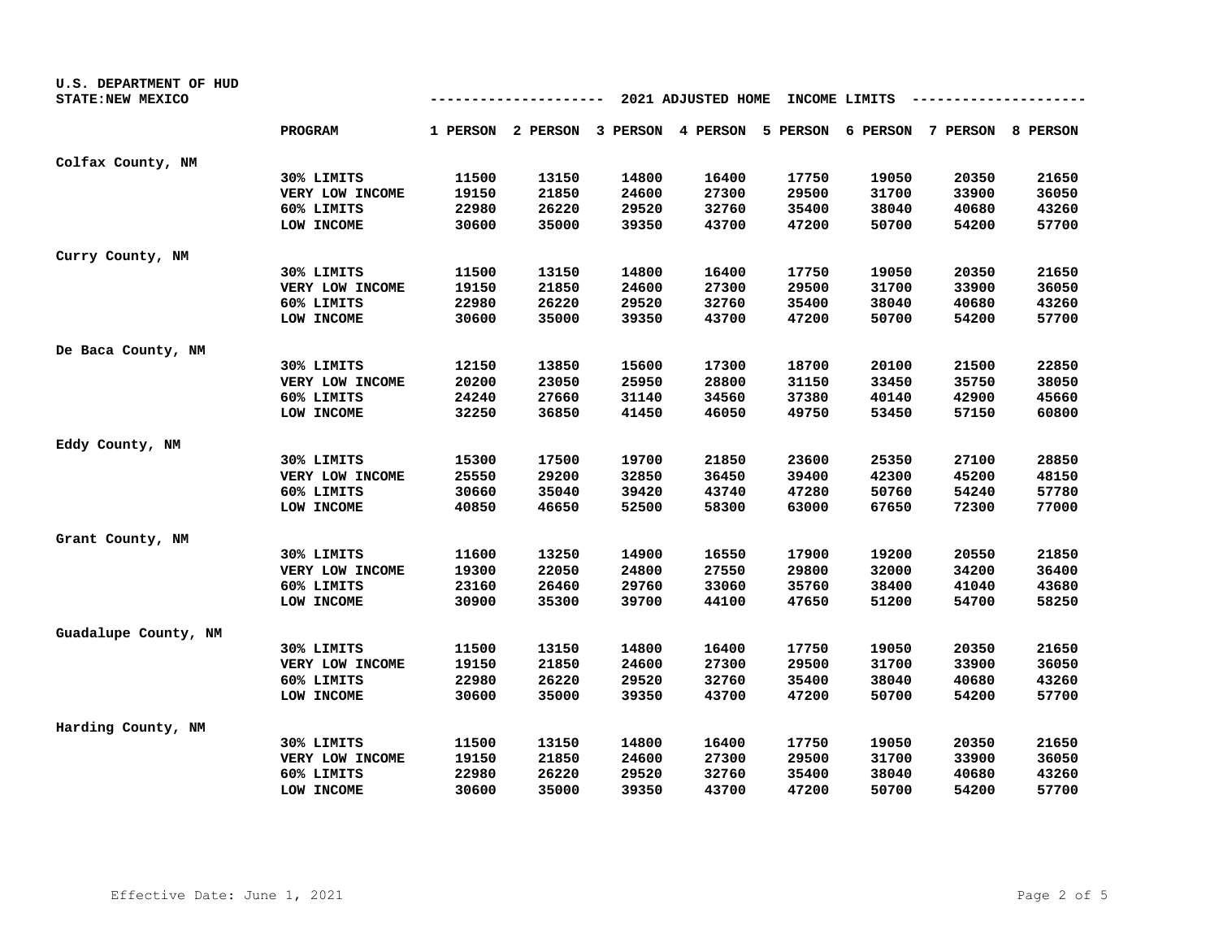U.S. DEPARTMENT OF HUD
STATE:NEW MEXICO

## 2021 ADJUSTED HOME INCOME LIMITS

| | PROGRAM | 1 PERSON | 2 PERSON | 3 PERSON | 4 PERSON | 5 PERSON | 6 PERSON | 7 PERSON | 8 PERSON |
|---|---|---|---|---|---|---|---|---|---|
| Colfax County, NM | | | | | | | | | |
| | 30% LIMITS | 11500 | 13150 | 14800 | 16400 | 17750 | 19050 | 20350 | 21650 |
| | VERY LOW INCOME | 19150 | 21850 | 24600 | 27300 | 29500 | 31700 | 33900 | 36050 |
| | 60% LIMITS | 22980 | 26220 | 29520 | 32760 | 35400 | 38040 | 40680 | 43260 |
| | LOW INCOME | 30600 | 35000 | 39350 | 43700 | 47200 | 50700 | 54200 | 57700 |
| Curry County, NM | | | | | | | | | |
| | 30% LIMITS | 11500 | 13150 | 14800 | 16400 | 17750 | 19050 | 20350 | 21650 |
| | VERY LOW INCOME | 19150 | 21850 | 24600 | 27300 | 29500 | 31700 | 33900 | 36050 |
| | 60% LIMITS | 22980 | 26220 | 29520 | 32760 | 35400 | 38040 | 40680 | 43260 |
| | LOW INCOME | 30600 | 35000 | 39350 | 43700 | 47200 | 50700 | 54200 | 57700 |
| De Baca County, NM | | | | | | | | | |
| | 30% LIMITS | 12150 | 13850 | 15600 | 17300 | 18700 | 20100 | 21500 | 22850 |
| | VERY LOW INCOME | 20200 | 23050 | 25950 | 28800 | 31150 | 33450 | 35750 | 38050 |
| | 60% LIMITS | 24240 | 27660 | 31140 | 34560 | 37380 | 40140 | 42900 | 45660 |
| | LOW INCOME | 32250 | 36850 | 41450 | 46050 | 49750 | 53450 | 57150 | 60800 |
| Eddy County, NM | | | | | | | | | |
| | 30% LIMITS | 15300 | 17500 | 19700 | 21850 | 23600 | 25350 | 27100 | 28850 |
| | VERY LOW INCOME | 25550 | 29200 | 32850 | 36450 | 39400 | 42300 | 45200 | 48150 |
| | 60% LIMITS | 30660 | 35040 | 39420 | 43740 | 47280 | 50760 | 54240 | 57780 |
| | LOW INCOME | 40850 | 46650 | 52500 | 58300 | 63000 | 67650 | 72300 | 77000 |
| Grant County, NM | | | | | | | | | |
| | 30% LIMITS | 11600 | 13250 | 14900 | 16550 | 17900 | 19200 | 20550 | 21850 |
| | VERY LOW INCOME | 19300 | 22050 | 24800 | 27550 | 29800 | 32000 | 34200 | 36400 |
| | 60% LIMITS | 23160 | 26460 | 29760 | 33060 | 35760 | 38400 | 41040 | 43680 |
| | LOW INCOME | 30900 | 35300 | 39700 | 44100 | 47650 | 51200 | 54700 | 58250 |
| Guadalupe County, NM | | | | | | | | | |
| | 30% LIMITS | 11500 | 13150 | 14800 | 16400 | 17750 | 19050 | 20350 | 21650 |
| | VERY LOW INCOME | 19150 | 21850 | 24600 | 27300 | 29500 | 31700 | 33900 | 36050 |
| | 60% LIMITS | 22980 | 26220 | 29520 | 32760 | 35400 | 38040 | 40680 | 43260 |
| | LOW INCOME | 30600 | 35000 | 39350 | 43700 | 47200 | 50700 | 54200 | 57700 |
| Harding County, NM | | | | | | | | | |
| | 30% LIMITS | 11500 | 13150 | 14800 | 16400 | 17750 | 19050 | 20350 | 21650 |
| | VERY LOW INCOME | 19150 | 21850 | 24600 | 27300 | 29500 | 31700 | 33900 | 36050 |
| | 60% LIMITS | 22980 | 26220 | 29520 | 32760 | 35400 | 38040 | 40680 | 43260 |
| | LOW INCOME | 30600 | 35000 | 39350 | 43700 | 47200 | 50700 | 54200 | 57700 |

Effective Date: June 1, 2021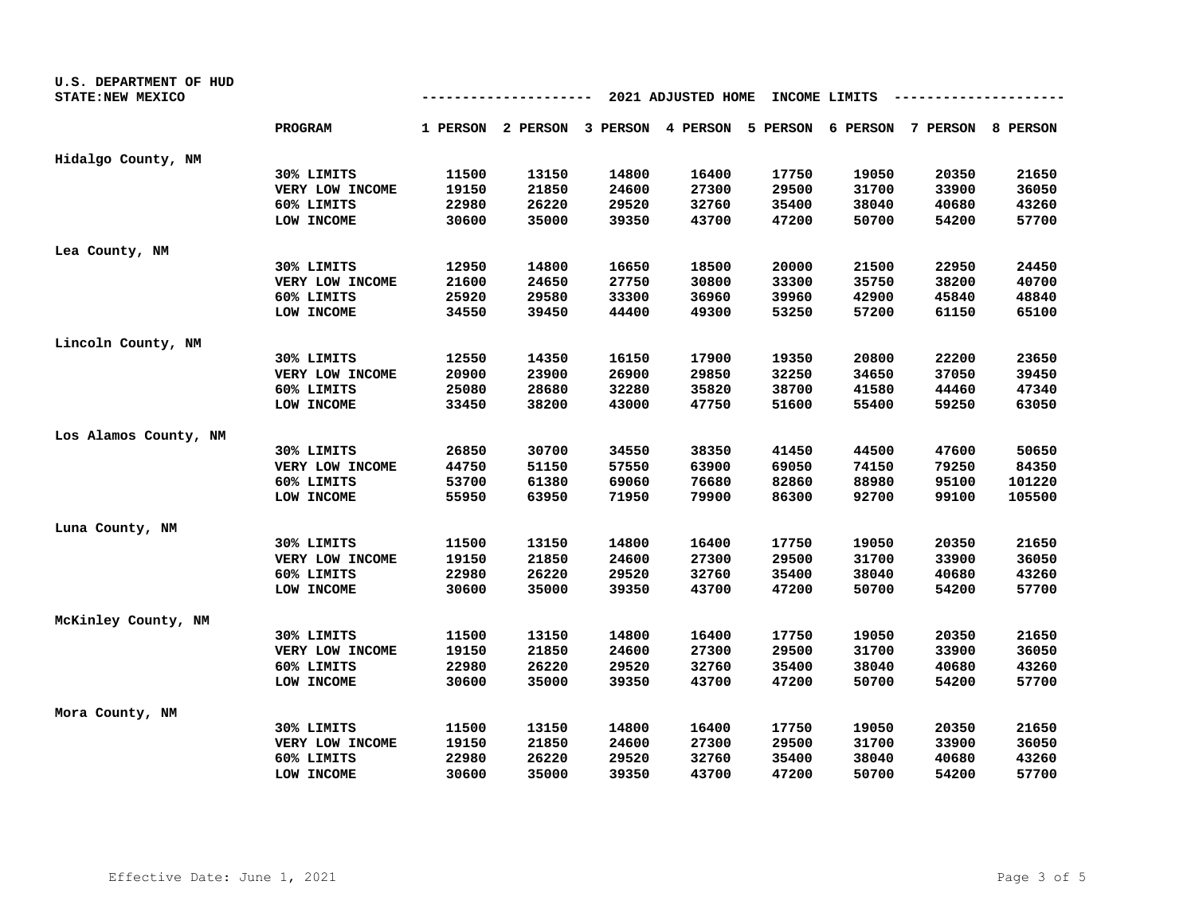U.S. DEPARTMENT OF HUD
STATE:NEW MEXICO

## 2021 ADJUSTED HOME INCOME LIMITS

| | PROGRAM | 1 PERSON | 2 PERSON | 3 PERSON | 4 PERSON | 5 PERSON | 6 PERSON | 7 PERSON | 8 PERSON |
|---|---|---|---|---|---|---|---|---|---|
| Hidalgo County, NM | | | | | | | | | |
| | 30% LIMITS | 11500 | 13150 | 14800 | 16400 | 17750 | 19050 | 20350 | 21650 |
| | VERY LOW INCOME | 19150 | 21850 | 24600 | 27300 | 29500 | 31700 | 33900 | 36050 |
| | 60% LIMITS | 22980 | 26220 | 29520 | 32760 | 35400 | 38040 | 40680 | 43260 |
| | LOW INCOME | 30600 | 35000 | 39350 | 43700 | 47200 | 50700 | 54200 | 57700 |
| Lea County, NM | | | | | | | | | |
| | 30% LIMITS | 12950 | 14800 | 16650 | 18500 | 20000 | 21500 | 22950 | 24450 |
| | VERY LOW INCOME | 21600 | 24650 | 27750 | 30800 | 33300 | 35750 | 38200 | 40700 |
| | 60% LIMITS | 25920 | 29580 | 33300 | 36960 | 39960 | 42900 | 45840 | 48840 |
| | LOW INCOME | 34550 | 39450 | 44400 | 49300 | 53250 | 57200 | 61150 | 65100 |
| Lincoln County, NM | | | | | | | | | |
| | 30% LIMITS | 12550 | 14350 | 16150 | 17900 | 19350 | 20800 | 22200 | 23650 |
| | VERY LOW INCOME | 20900 | 23900 | 26900 | 29850 | 32250 | 34650 | 37050 | 39450 |
| | 60% LIMITS | 25080 | 28680 | 32280 | 35820 | 38700 | 41580 | 44460 | 47340 |
| | LOW INCOME | 33450 | 38200 | 43000 | 47750 | 51600 | 55400 | 59250 | 63050 |
| Los Alamos County, NM | | | | | | | | | |
| | 30% LIMITS | 26850 | 30700 | 34550 | 38350 | 41450 | 44500 | 47600 | 50650 |
| | VERY LOW INCOME | 44750 | 51150 | 57550 | 63900 | 69050 | 74150 | 79250 | 84350 |
| | 60% LIMITS | 53700 | 61380 | 69060 | 76680 | 82860 | 88980 | 95100 | 101220 |
| | LOW INCOME | 55950 | 63950 | 71950 | 79900 | 86300 | 92700 | 99100 | 105500 |
| Luna County, NM | | | | | | | | | |
| | 30% LIMITS | 11500 | 13150 | 14800 | 16400 | 17750 | 19050 | 20350 | 21650 |
| | VERY LOW INCOME | 19150 | 21850 | 24600 | 27300 | 29500 | 31700 | 33900 | 36050 |
| | 60% LIMITS | 22980 | 26220 | 29520 | 32760 | 35400 | 38040 | 40680 | 43260 |
| | LOW INCOME | 30600 | 35000 | 39350 | 43700 | 47200 | 50700 | 54200 | 57700 |
| McKinley County, NM | | | | | | | | | |
| | 30% LIMITS | 11500 | 13150 | 14800 | 16400 | 17750 | 19050 | 20350 | 21650 |
| | VERY LOW INCOME | 19150 | 21850 | 24600 | 27300 | 29500 | 31700 | 33900 | 36050 |
| | 60% LIMITS | 22980 | 26220 | 29520 | 32760 | 35400 | 38040 | 40680 | 43260 |
| | LOW INCOME | 30600 | 35000 | 39350 | 43700 | 47200 | 50700 | 54200 | 57700 |
| Mora County, NM | | | | | | | | | |
| | 30% LIMITS | 11500 | 13150 | 14800 | 16400 | 17750 | 19050 | 20350 | 21650 |
| | VERY LOW INCOME | 19150 | 21850 | 24600 | 27300 | 29500 | 31700 | 33900 | 36050 |
| | 60% LIMITS | 22980 | 26220 | 29520 | 32760 | 35400 | 38040 | 40680 | 43260 |
| | LOW INCOME | 30600 | 35000 | 39350 | 43700 | 47200 | 50700 | 54200 | 57700 |

Effective Date: June 1, 2021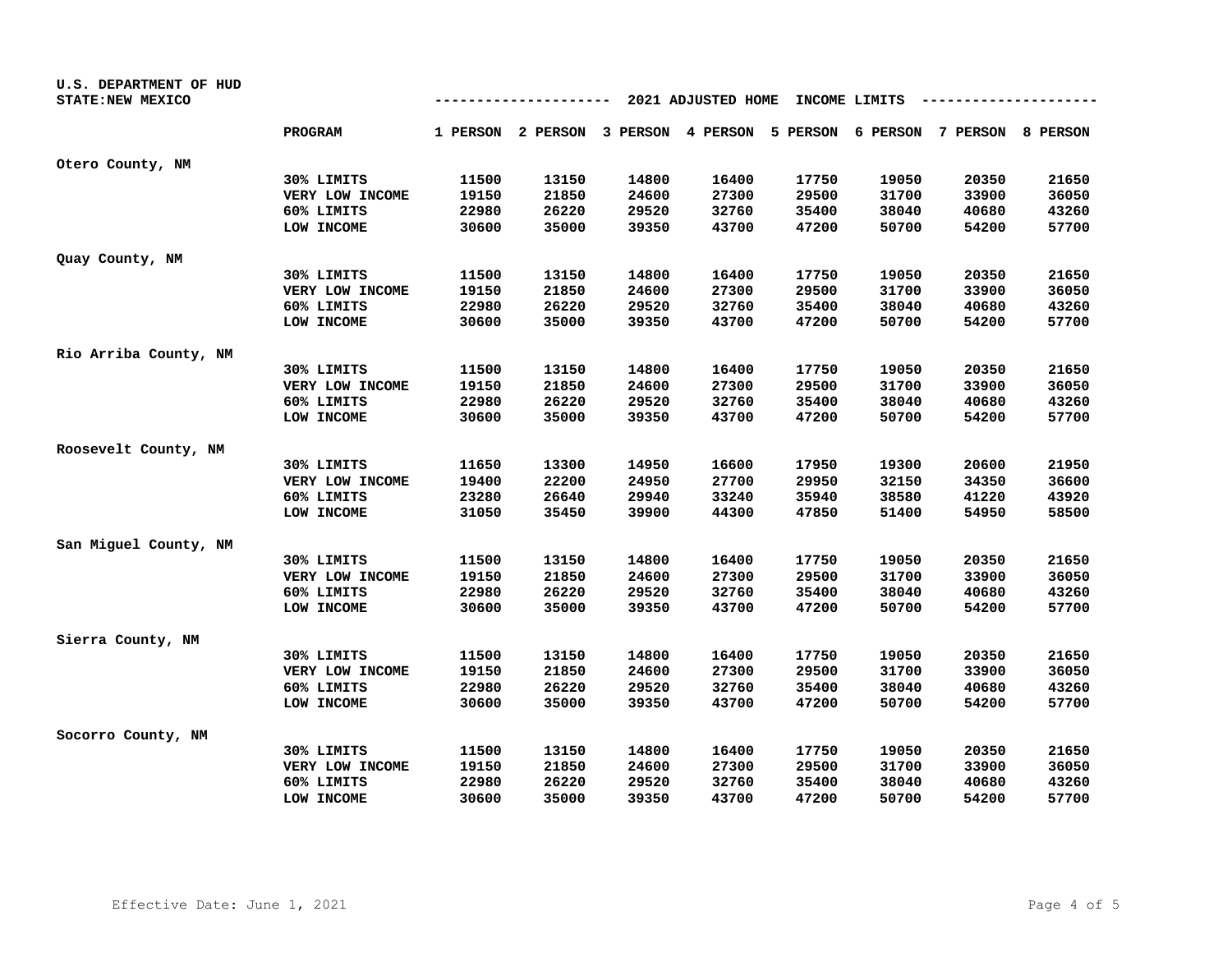U.S. DEPARTMENT OF HUD
STATE:NEW MEXICO

## 2021 ADJUSTED HOME INCOME LIMITS

| | PROGRAM | 1 PERSON | 2 PERSON | 3 PERSON | 4 PERSON | 5 PERSON | 6 PERSON | 7 PERSON | 8 PERSON |
|---|---|---|---|---|---|---|---|---|---|
| Otero County, NM | | | | | | | | | |
| | 30% LIMITS | 11500 | 13150 | 14800 | 16400 | 17750 | 19050 | 20350 | 21650 |
| | VERY LOW INCOME | 19150 | 21850 | 24600 | 27300 | 29500 | 31700 | 33900 | 36050 |
| | 60% LIMITS | 22980 | 26220 | 29520 | 32760 | 35400 | 38040 | 40680 | 43260 |
| | LOW INCOME | 30600 | 35000 | 39350 | 43700 | 47200 | 50700 | 54200 | 57700 |
| Quay County, NM | | | | | | | | | |
| | 30% LIMITS | 11500 | 13150 | 14800 | 16400 | 17750 | 19050 | 20350 | 21650 |
| | VERY LOW INCOME | 19150 | 21850 | 24600 | 27300 | 29500 | 31700 | 33900 | 36050 |
| | 60% LIMITS | 22980 | 26220 | 29520 | 32760 | 35400 | 38040 | 40680 | 43260 |
| | LOW INCOME | 30600 | 35000 | 39350 | 43700 | 47200 | 50700 | 54200 | 57700 |
| Rio Arriba County, NM | | | | | | | | | |
| | 30% LIMITS | 11500 | 13150 | 14800 | 16400 | 17750 | 19050 | 20350 | 21650 |
| | VERY LOW INCOME | 19150 | 21850 | 24600 | 27300 | 29500 | 31700 | 33900 | 36050 |
| | 60% LIMITS | 22980 | 26220 | 29520 | 32760 | 35400 | 38040 | 40680 | 43260 |
| | LOW INCOME | 30600 | 35000 | 39350 | 43700 | 47200 | 50700 | 54200 | 57700 |
| Roosevelt County, NM | | | | | | | | | |
| | 30% LIMITS | 11650 | 13300 | 14950 | 16600 | 17950 | 19300 | 20600 | 21950 |
| | VERY LOW INCOME | 19400 | 22200 | 24950 | 27700 | 29950 | 32150 | 34350 | 36600 |
| | 60% LIMITS | 23280 | 26640 | 29940 | 33240 | 35940 | 38580 | 41220 | 43920 |
| | LOW INCOME | 31050 | 35450 | 39900 | 44300 | 47850 | 51400 | 54950 | 58500 |
| San Miguel County, NM | | | | | | | | | |
| | 30% LIMITS | 11500 | 13150 | 14800 | 16400 | 17750 | 19050 | 20350 | 21650 |
| | VERY LOW INCOME | 19150 | 21850 | 24600 | 27300 | 29500 | 31700 | 33900 | 36050 |
| | 60% LIMITS | 22980 | 26220 | 29520 | 32760 | 35400 | 38040 | 40680 | 43260 |
| | LOW INCOME | 30600 | 35000 | 39350 | 43700 | 47200 | 50700 | 54200 | 57700 |
| Sierra County, NM | | | | | | | | | |
| | 30% LIMITS | 11500 | 13150 | 14800 | 16400 | 17750 | 19050 | 20350 | 21650 |
| | VERY LOW INCOME | 19150 | 21850 | 24600 | 27300 | 29500 | 31700 | 33900 | 36050 |
| | 60% LIMITS | 22980 | 26220 | 29520 | 32760 | 35400 | 38040 | 40680 | 43260 |
| | LOW INCOME | 30600 | 35000 | 39350 | 43700 | 47200 | 50700 | 54200 | 57700 |
| Socorro County, NM | | | | | | | | | |
| | 30% LIMITS | 11500 | 13150 | 14800 | 16400 | 17750 | 19050 | 20350 | 21650 |
| | VERY LOW INCOME | 19150 | 21850 | 24600 | 27300 | 29500 | 31700 | 33900 | 36050 |
| | 60% LIMITS | 22980 | 26220 | 29520 | 32760 | 35400 | 38040 | 40680 | 43260 |
| | LOW INCOME | 30600 | 35000 | 39350 | 43700 | 47200 | 50700 | 54200 | 57700 |

Effective Date: June 1, 2021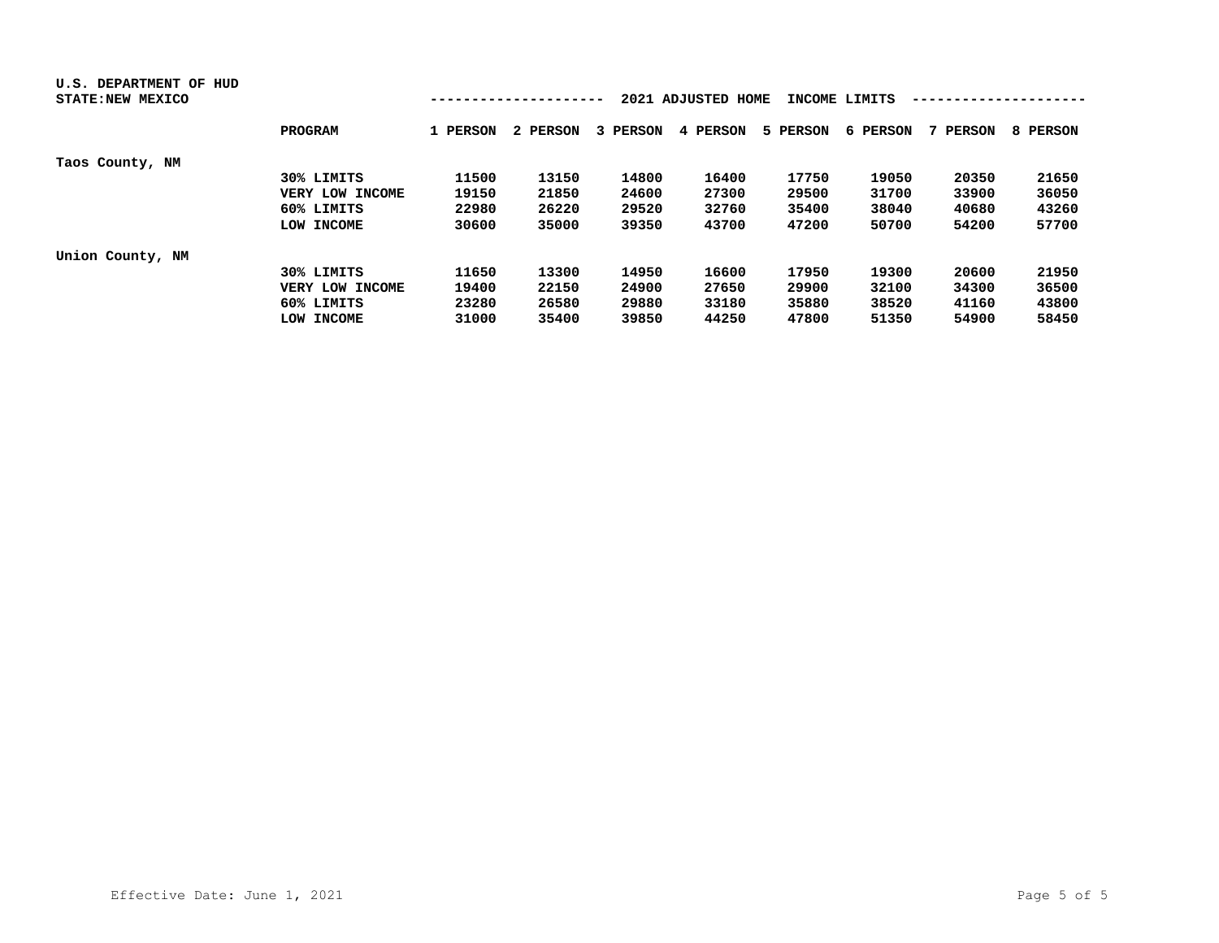U.S. DEPARTMENT OF HUD
STATE:NEW MEXICO

## 2021 ADJUSTED HOME INCOME LIMITS

| | PROGRAM | 1 PERSON | 2 PERSON | 3 PERSON | 4 PERSON | 5 PERSON | 6 PERSON | 7 PERSON | 8 PERSON |
|---|---|---|---|---|---|---|---|---|---|
| Taos County, NM | | | | | | | | | |
| | 30% LIMITS | 11500 | 13150 | 14800 | 16400 | 17750 | 19050 | 20350 | 21650 |
| | VERY LOW INCOME | 19150 | 21850 | 24600 | 27300 | 29500 | 31700 | 33900 | 36050 |
| | 60% LIMITS | 22980 | 26220 | 29520 | 32760 | 35400 | 38040 | 40680 | 43260 |
| | LOW INCOME | 30600 | 35000 | 39350 | 43700 | 47200 | 50700 | 54200 | 57700 |
| Union County, NM | | | | | | | | | |
| | 30% LIMITS | 11650 | 13300 | 14950 | 16600 | 17950 | 19300 | 20600 | 21950 |
| | VERY LOW INCOME | 19400 | 22150 | 24900 | 27650 | 29900 | 32100 | 34300 | 36500 |
| | 60% LIMITS | 23280 | 26580 | 29880 | 33180 | 35880 | 38520 | 41160 | 43800 |
| | LOW INCOME | 31000 | 35400 | 39850 | 44250 | 47800 | 51350 | 54900 | 58450 |

Effective Date: June 1, 2021